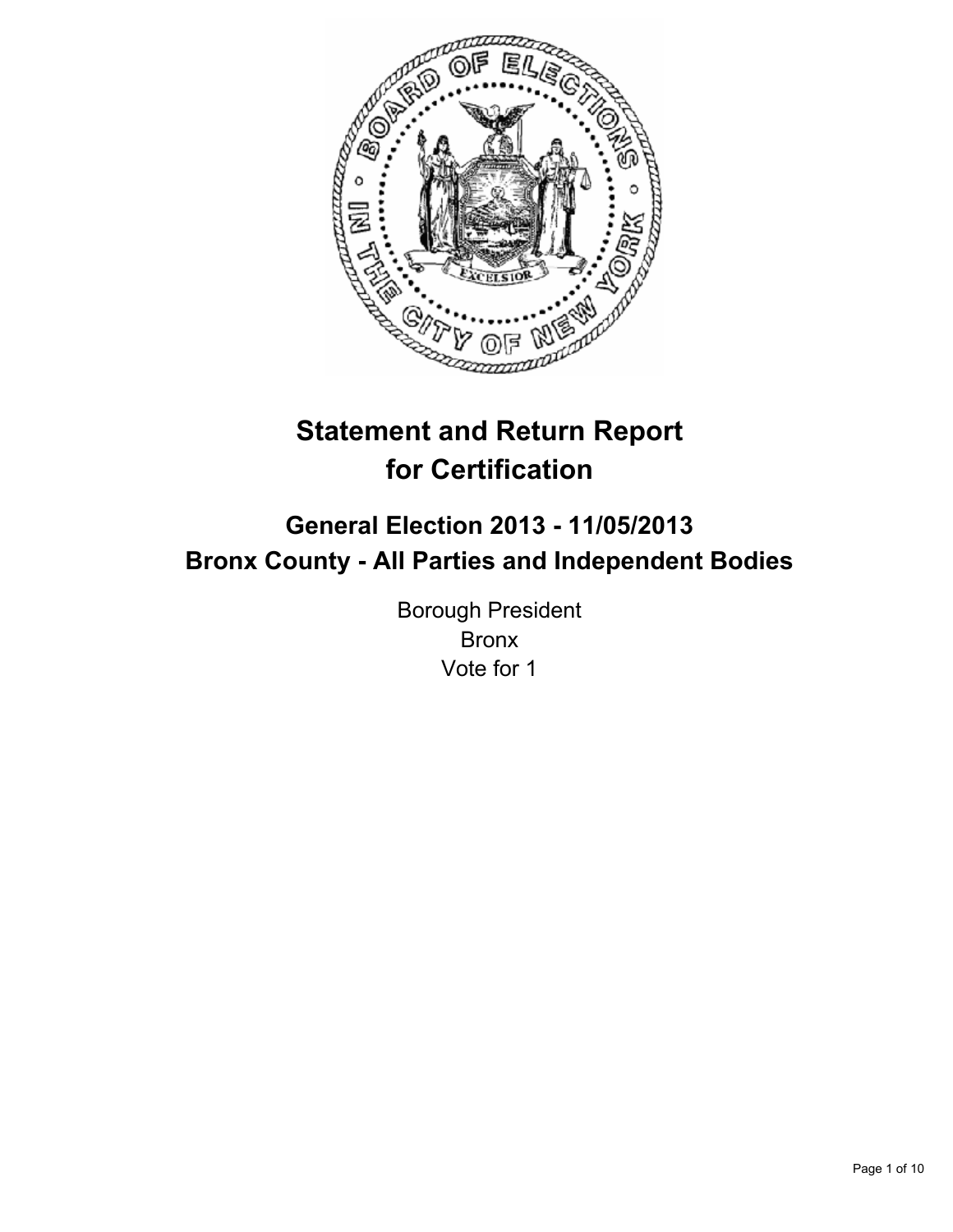# Statement and Return Report for Certification

## General Election 2013 - 11/05/2013
## Bronx County - All Parties and Independent Bodies

Borough President
Bronx
Vote for 1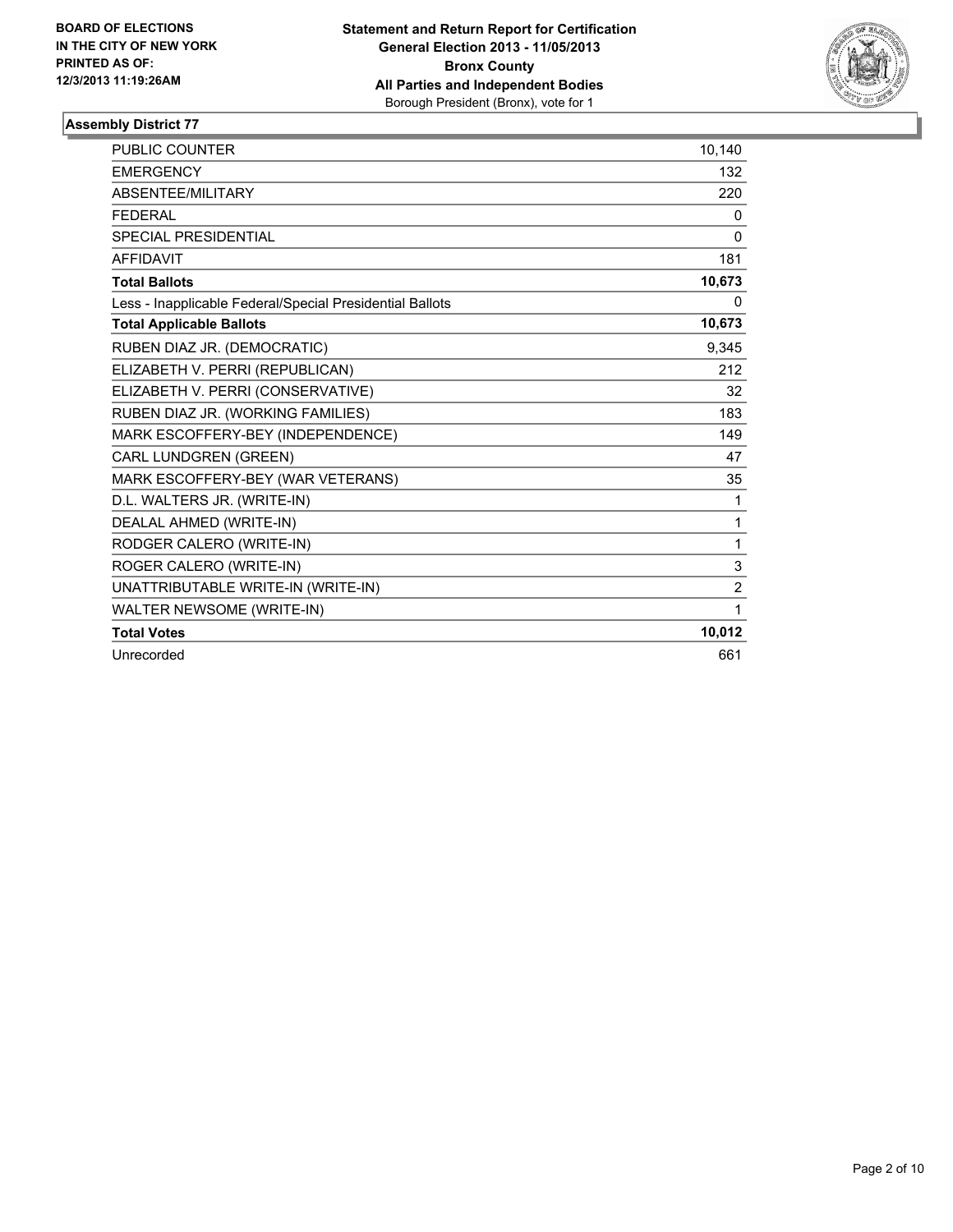**BOARD OF ELECTIONS IN THE CITY OF NEW YORK PRINTED AS OF: 12/3/2013 11:19:26AM**

**Statement and Return Report for Certification General Election 2013 - 11/05/2013 Bronx County All Parties and Independent Bodies**
Borough President (Bronx), vote for 1

## Assembly District 77

| | |
|---|---|
| PUBLIC COUNTER | 10,140 |
| EMERGENCY | 132 |
| ABSENTEE/MILITARY | 220 |
| FEDERAL | 0 |
| SPECIAL PRESIDENTIAL | 0 |
| AFFIDAVIT | 181 |
| **Total Ballots** | **10,673** |
| Less - Inapplicable Federal/Special Presidential Ballots | 0 |
| **Total Applicable Ballots** | **10,673** |
| RUBEN DIAZ JR. (DEMOCRATIC) | 9,345 |
| ELIZABETH V. PERRI (REPUBLICAN) | 212 |
| ELIZABETH V. PERRI (CONSERVATIVE) | 32 |
| RUBEN DIAZ JR. (WORKING FAMILIES) | 183 |
| MARK ESCOFFERY-BEY (INDEPENDENCE) | 149 |
| CARL LUNDGREN (GREEN) | 47 |
| MARK ESCOFFERY-BEY (WAR VETERANS) | 35 |
| D.L. WALTERS JR. (WRITE-IN) | 1 |
| DEALAL AHMED (WRITE-IN) | 1 |
| RODGER CALERO (WRITE-IN) | 1 |
| ROGER CALERO (WRITE-IN) | 3 |
| UNATTRIBUTABLE WRITE-IN (WRITE-IN) | 2 |
| WALTER NEWSOME (WRITE-IN) | 1 |
| **Total Votes** | **10,012** |
| Unrecorded | 661 |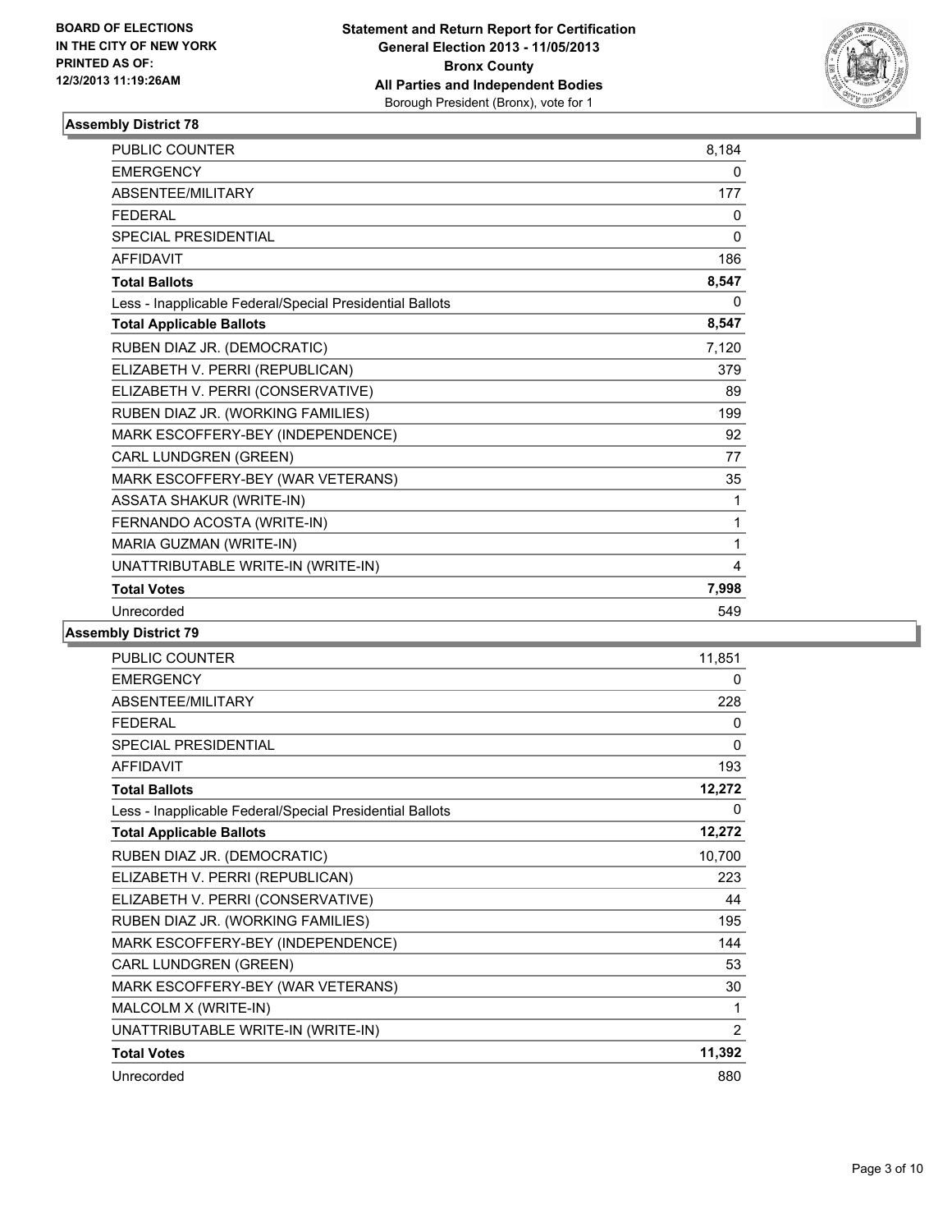BOARD OF ELECTIONS
IN THE CITY OF NEW YORK
PRINTED AS OF:
12/3/2013 11:19:26AM

**Statement and Return Report for Certification**
**General Election 2013 - 11/05/2013**
**Bronx County**
**All Parties and Independent Bodies**
Borough President (Bronx), vote for 1

### Assembly District 78

| | |
|---|---|
| PUBLIC COUNTER | 8,184 |
| EMERGENCY | 0 |
| ABSENTEE/MILITARY | 177 |
| FEDERAL | 0 |
| SPECIAL PRESIDENTIAL | 0 |
| AFFIDAVIT | 186 |
| **Total Ballots** | **8,547** |
| Less - Inapplicable Federal/Special Presidential Ballots | 0 |
| **Total Applicable Ballots** | **8,547** |
| RUBEN DIAZ JR. (DEMOCRATIC) | 7,120 |
| ELIZABETH V. PERRI (REPUBLICAN) | 379 |
| ELIZABETH V. PERRI (CONSERVATIVE) | 89 |
| RUBEN DIAZ JR. (WORKING FAMILIES) | 199 |
| MARK ESCOFFERY-BEY (INDEPENDENCE) | 92 |
| CARL LUNDGREN (GREEN) | 77 |
| MARK ESCOFFERY-BEY (WAR VETERANS) | 35 |
| ASSATA SHAKUR (WRITE-IN) | 1 |
| FERNANDO ACOSTA (WRITE-IN) | 1 |
| MARIA GUZMAN (WRITE-IN) | 1 |
| UNATTRIBUTABLE WRITE-IN (WRITE-IN) | 4 |
| **Total Votes** | **7,998** |
| Unrecorded | 549 |

### Assembly District 79

| | |
|---|---|
| PUBLIC COUNTER | 11,851 |
| EMERGENCY | 0 |
| ABSENTEE/MILITARY | 228 |
| FEDERAL | 0 |
| SPECIAL PRESIDENTIAL | 0 |
| AFFIDAVIT | 193 |
| **Total Ballots** | **12,272** |
| Less - Inapplicable Federal/Special Presidential Ballots | 0 |
| **Total Applicable Ballots** | **12,272** |
| RUBEN DIAZ JR. (DEMOCRATIC) | 10,700 |
| ELIZABETH V. PERRI (REPUBLICAN) | 223 |
| ELIZABETH V. PERRI (CONSERVATIVE) | 44 |
| RUBEN DIAZ JR. (WORKING FAMILIES) | 195 |
| MARK ESCOFFERY-BEY (INDEPENDENCE) | 144 |
| CARL LUNDGREN (GREEN) | 53 |
| MARK ESCOFFERY-BEY (WAR VETERANS) | 30 |
| MALCOLM X (WRITE-IN) | 1 |
| UNATTRIBUTABLE WRITE-IN (WRITE-IN) | 2 |
| **Total Votes** | **11,392** |
| Unrecorded | 880 |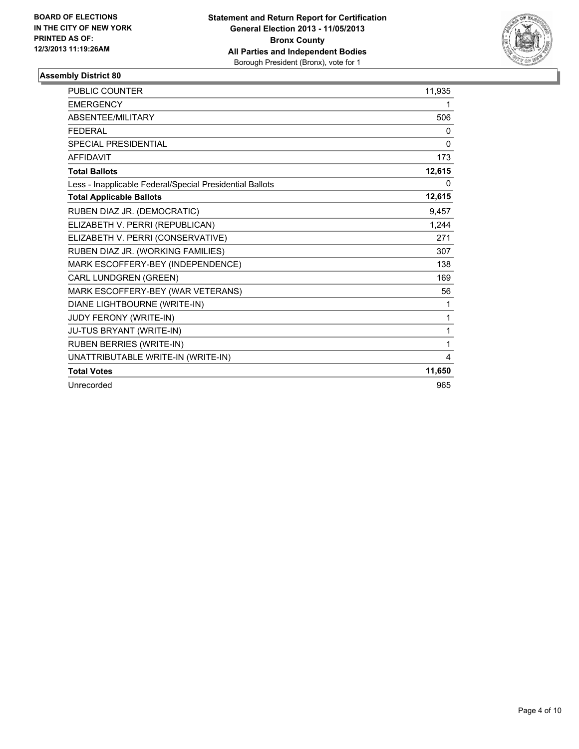**BOARD OF ELECTIONS IN THE CITY OF NEW YORK PRINTED AS OF: 12/3/2013 11:19:26AM**

**Statement and Return Report for Certification General Election 2013 - 11/05/2013 Bronx County All Parties and Independent Bodies**
Borough President (Bronx), vote for 1

### Assembly District 80

| | |
|---|---|
| PUBLIC COUNTER | 11,935 |
| EMERGENCY | 1 |
| ABSENTEE/MILITARY | 506 |
| FEDERAL | 0 |
| SPECIAL PRESIDENTIAL | 0 |
| AFFIDAVIT | 173 |
| **Total Ballots** | **12,615** |
| Less - Inapplicable Federal/Special Presidential Ballots | 0 |
| **Total Applicable Ballots** | **12,615** |
| RUBEN DIAZ JR. (DEMOCRATIC) | 9,457 |
| ELIZABETH V. PERRI (REPUBLICAN) | 1,244 |
| ELIZABETH V. PERRI (CONSERVATIVE) | 271 |
| RUBEN DIAZ JR. (WORKING FAMILIES) | 307 |
| MARK ESCOFFERY-BEY (INDEPENDENCE) | 138 |
| CARL LUNDGREN (GREEN) | 169 |
| MARK ESCOFFERY-BEY (WAR VETERANS) | 56 |
| DIANE LIGHTBOURNE (WRITE-IN) | 1 |
| JUDY FERONY (WRITE-IN) | 1 |
| JU-TUS BRYANT (WRITE-IN) | 1 |
| RUBEN BERRIES (WRITE-IN) | 1 |
| UNATTRIBUTABLE WRITE-IN (WRITE-IN) | 4 |
| **Total Votes** | **11,650** |
| Unrecorded | 965 |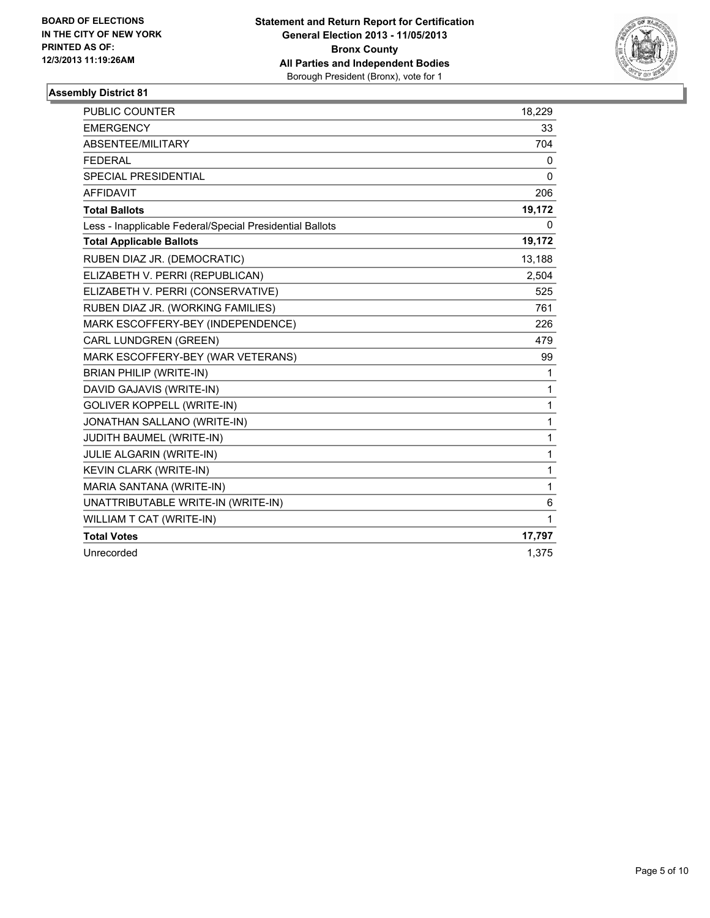**BOARD OF ELECTIONS IN THE CITY OF NEW YORK PRINTED AS OF: 12/3/2013 11:19:26AM**

**Statement and Return Report for Certification General Election 2013 - 11/05/2013 Bronx County All Parties and Independent Bodies**
Borough President (Bronx), vote for 1

**Assembly District 81**

| | |
|---|---|
| PUBLIC COUNTER | 18,229 |
| EMERGENCY | 33 |
| ABSENTEE/MILITARY | 704 |
| FEDERAL | 0 |
| SPECIAL PRESIDENTIAL | 0 |
| AFFIDAVIT | 206 |
| **Total Ballots** | **19,172** |
| Less - Inapplicable Federal/Special Presidential Ballots | 0 |
| **Total Applicable Ballots** | **19,172** |
| RUBEN DIAZ JR. (DEMOCRATIC) | 13,188 |
| ELIZABETH V. PERRI (REPUBLICAN) | 2,504 |
| ELIZABETH V. PERRI (CONSERVATIVE) | 525 |
| RUBEN DIAZ JR. (WORKING FAMILIES) | 761 |
| MARK ESCOFFERY-BEY (INDEPENDENCE) | 226 |
| CARL LUNDGREN (GREEN) | 479 |
| MARK ESCOFFERY-BEY (WAR VETERANS) | 99 |
| BRIAN PHILIP (WRITE-IN) | 1 |
| DAVID GAJAVIS (WRITE-IN) | 1 |
| GOLIVER KOPPELL (WRITE-IN) | 1 |
| JONATHAN SALLANO (WRITE-IN) | 1 |
| JUDITH BAUMEL (WRITE-IN) | 1 |
| JULIE ALGARIN (WRITE-IN) | 1 |
| KEVIN CLARK (WRITE-IN) | 1 |
| MARIA SANTANA (WRITE-IN) | 1 |
| UNATTRIBUTABLE WRITE-IN (WRITE-IN) | 6 |
| WILLIAM T CAT (WRITE-IN) | 1 |
| **Total Votes** | **17,797** |
| Unrecorded | 1,375 |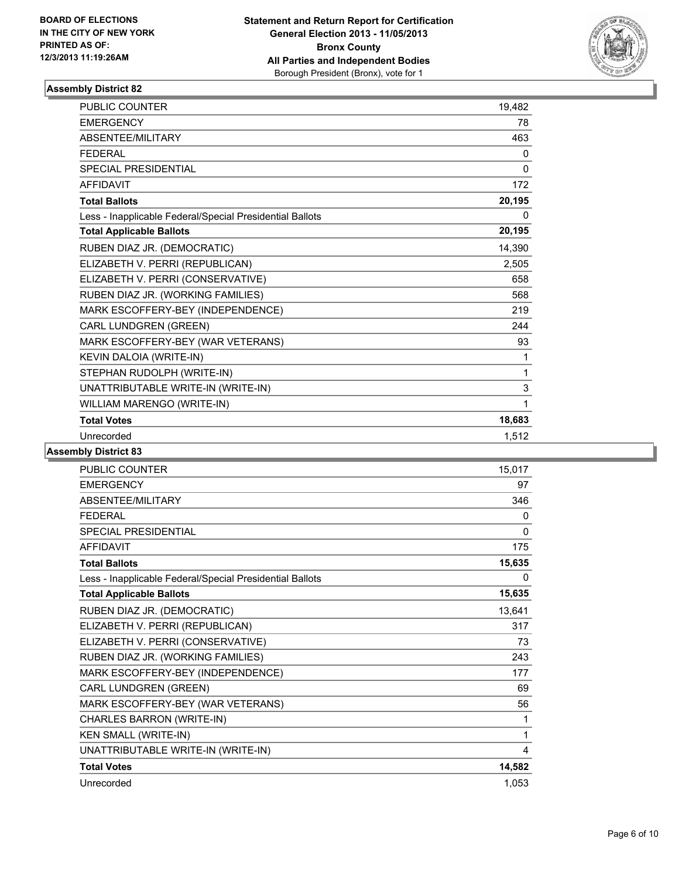BOARD OF ELECTIONS
IN THE CITY OF NEW YORK
PRINTED AS OF:
12/3/2013 11:19:26AM

**Statement and Return Report for Certification**
**General Election 2013 - 11/05/2013**
**Bronx County**
**All Parties and Independent Bodies**
Borough President (Bronx), vote for 1

### Assembly District 82

| | |
|---|---|
| PUBLIC COUNTER | 19,482 |
| EMERGENCY | 78 |
| ABSENTEE/MILITARY | 463 |
| FEDERAL | 0 |
| SPECIAL PRESIDENTIAL | 0 |
| AFFIDAVIT | 172 |
| **Total Ballots** | **20,195** |
| Less - Inapplicable Federal/Special Presidential Ballots | 0 |
| **Total Applicable Ballots** | **20,195** |
| RUBEN DIAZ JR. (DEMOCRATIC) | 14,390 |
| ELIZABETH V. PERRI (REPUBLICAN) | 2,505 |
| ELIZABETH V. PERRI (CONSERVATIVE) | 658 |
| RUBEN DIAZ JR. (WORKING FAMILIES) | 568 |
| MARK ESCOFFERY-BEY (INDEPENDENCE) | 219 |
| CARL LUNDGREN (GREEN) | 244 |
| MARK ESCOFFERY-BEY (WAR VETERANS) | 93 |
| KEVIN DALOIA (WRITE-IN) | 1 |
| STEPHAN RUDOLPH (WRITE-IN) | 1 |
| UNATTRIBUTABLE WRITE-IN (WRITE-IN) | 3 |
| WILLIAM MARENGO (WRITE-IN) | 1 |
| **Total Votes** | **18,683** |
| Unrecorded | 1,512 |

### Assembly District 83

| | |
|---|---|
| PUBLIC COUNTER | 15,017 |
| EMERGENCY | 97 |
| ABSENTEE/MILITARY | 346 |
| FEDERAL | 0 |
| SPECIAL PRESIDENTIAL | 0 |
| AFFIDAVIT | 175 |
| **Total Ballots** | **15,635** |
| Less - Inapplicable Federal/Special Presidential Ballots | 0 |
| **Total Applicable Ballots** | **15,635** |
| RUBEN DIAZ JR. (DEMOCRATIC) | 13,641 |
| ELIZABETH V. PERRI (REPUBLICAN) | 317 |
| ELIZABETH V. PERRI (CONSERVATIVE) | 73 |
| RUBEN DIAZ JR. (WORKING FAMILIES) | 243 |
| MARK ESCOFFERY-BEY (INDEPENDENCE) | 177 |
| CARL LUNDGREN (GREEN) | 69 |
| MARK ESCOFFERY-BEY (WAR VETERANS) | 56 |
| CHARLES BARRON (WRITE-IN) | 1 |
| KEN SMALL (WRITE-IN) | 1 |
| UNATTRIBUTABLE WRITE-IN (WRITE-IN) | 4 |
| **Total Votes** | **14,582** |
| Unrecorded | 1,053 |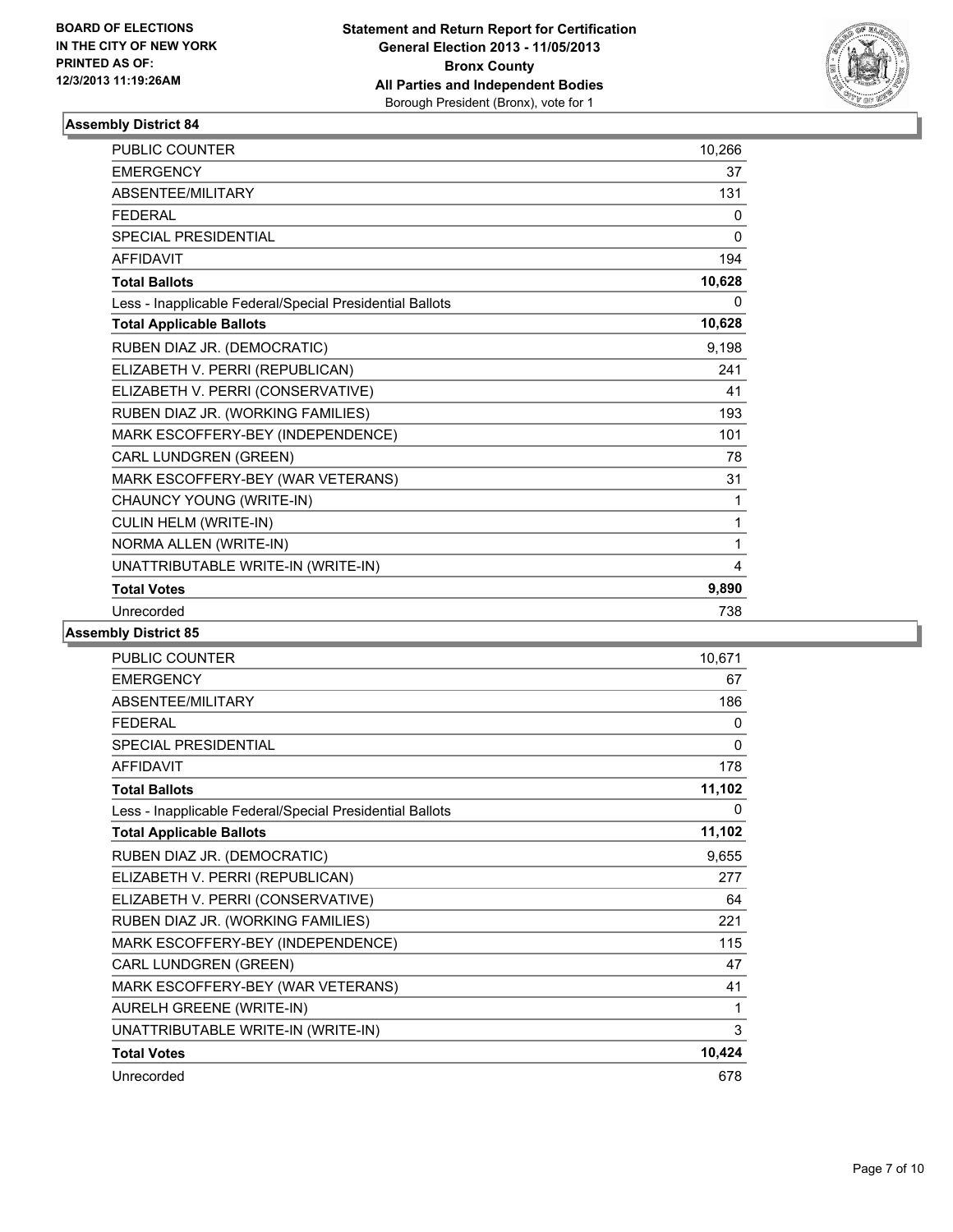BOARD OF ELECTIONS
IN THE CITY OF NEW YORK
PRINTED AS OF:
12/3/2013 11:19:26AM

**Statement and Return Report for Certification**
**General Election 2013 - 11/05/2013**
**Bronx County**
**All Parties and Independent Bodies**
Borough President (Bronx), vote for 1

### Assembly District 84

| | |
|---|---|
| PUBLIC COUNTER | 10,266 |
| EMERGENCY | 37 |
| ABSENTEE/MILITARY | 131 |
| FEDERAL | 0 |
| SPECIAL PRESIDENTIAL | 0 |
| AFFIDAVIT | 194 |
| **Total Ballots** | **10,628** |
| Less - Inapplicable Federal/Special Presidential Ballots | 0 |
| **Total Applicable Ballots** | **10,628** |
| RUBEN DIAZ JR. (DEMOCRATIC) | 9,198 |
| ELIZABETH V. PERRI (REPUBLICAN) | 241 |
| ELIZABETH V. PERRI (CONSERVATIVE) | 41 |
| RUBEN DIAZ JR. (WORKING FAMILIES) | 193 |
| MARK ESCOFFERY-BEY (INDEPENDENCE) | 101 |
| CARL LUNDGREN (GREEN) | 78 |
| MARK ESCOFFERY-BEY (WAR VETERANS) | 31 |
| CHAUNCY YOUNG (WRITE-IN) | 1 |
| CULIN HELM (WRITE-IN) | 1 |
| NORMA ALLEN (WRITE-IN) | 1 |
| UNATTRIBUTABLE WRITE-IN (WRITE-IN) | 4 |
| **Total Votes** | **9,890** |
| Unrecorded | 738 |

### Assembly District 85

| | |
|---|---|
| PUBLIC COUNTER | 10,671 |
| EMERGENCY | 67 |
| ABSENTEE/MILITARY | 186 |
| FEDERAL | 0 |
| SPECIAL PRESIDENTIAL | 0 |
| AFFIDAVIT | 178 |
| **Total Ballots** | **11,102** |
| Less - Inapplicable Federal/Special Presidential Ballots | 0 |
| **Total Applicable Ballots** | **11,102** |
| RUBEN DIAZ JR. (DEMOCRATIC) | 9,655 |
| ELIZABETH V. PERRI (REPUBLICAN) | 277 |
| ELIZABETH V. PERRI (CONSERVATIVE) | 64 |
| RUBEN DIAZ JR. (WORKING FAMILIES) | 221 |
| MARK ESCOFFERY-BEY (INDEPENDENCE) | 115 |
| CARL LUNDGREN (GREEN) | 47 |
| MARK ESCOFFERY-BEY (WAR VETERANS) | 41 |
| AURELH GREENE (WRITE-IN) | 1 |
| UNATTRIBUTABLE WRITE-IN (WRITE-IN) | 3 |
| **Total Votes** | **10,424** |
| Unrecorded | 678 |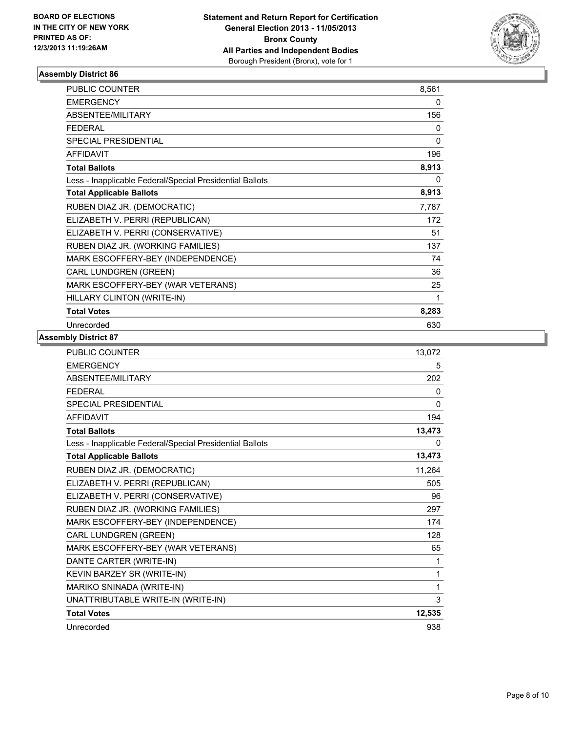**BOARD OF ELECTIONS IN THE CITY OF NEW YORK PRINTED AS OF: 12/3/2013 11:19:26AM**

**Statement and Return Report for Certification General Election 2013 - 11/05/2013 Bronx County All Parties and Independent Bodies**
Borough President (Bronx), vote for 1

### Assembly District 86

| | |
|---|---|
| PUBLIC COUNTER | 8,561 |
| EMERGENCY | 0 |
| ABSENTEE/MILITARY | 156 |
| FEDERAL | 0 |
| SPECIAL PRESIDENTIAL | 0 |
| AFFIDAVIT | 196 |
| **Total Ballots** | **8,913** |
| Less - Inapplicable Federal/Special Presidential Ballots | 0 |
| **Total Applicable Ballots** | **8,913** |
| RUBEN DIAZ JR. (DEMOCRATIC) | 7,787 |
| ELIZABETH V. PERRI (REPUBLICAN) | 172 |
| ELIZABETH V. PERRI (CONSERVATIVE) | 51 |
| RUBEN DIAZ JR. (WORKING FAMILIES) | 137 |
| MARK ESCOFFERY-BEY (INDEPENDENCE) | 74 |
| CARL LUNDGREN (GREEN) | 36 |
| MARK ESCOFFERY-BEY (WAR VETERANS) | 25 |
| HILLARY CLINTON (WRITE-IN) | 1 |
| **Total Votes** | **8,283** |
| Unrecorded | 630 |

### Assembly District 87

| | |
|---|---|
| PUBLIC COUNTER | 13,072 |
| EMERGENCY | 5 |
| ABSENTEE/MILITARY | 202 |
| FEDERAL | 0 |
| SPECIAL PRESIDENTIAL | 0 |
| AFFIDAVIT | 194 |
| **Total Ballots** | **13,473** |
| Less - Inapplicable Federal/Special Presidential Ballots | 0 |
| **Total Applicable Ballots** | **13,473** |
| RUBEN DIAZ JR. (DEMOCRATIC) | 11,264 |
| ELIZABETH V. PERRI (REPUBLICAN) | 505 |
| ELIZABETH V. PERRI (CONSERVATIVE) | 96 |
| RUBEN DIAZ JR. (WORKING FAMILIES) | 297 |
| MARK ESCOFFERY-BEY (INDEPENDENCE) | 174 |
| CARL LUNDGREN (GREEN) | 128 |
| MARK ESCOFFERY-BEY (WAR VETERANS) | 65 |
| DANTE CARTER (WRITE-IN) | 1 |
| KEVIN BARZEY SR (WRITE-IN) | 1 |
| MARIKO SNINADA (WRITE-IN) | 1 |
| UNATTRIBUTABLE WRITE-IN (WRITE-IN) | 3 |
| **Total Votes** | **12,535** |
| Unrecorded | 938 |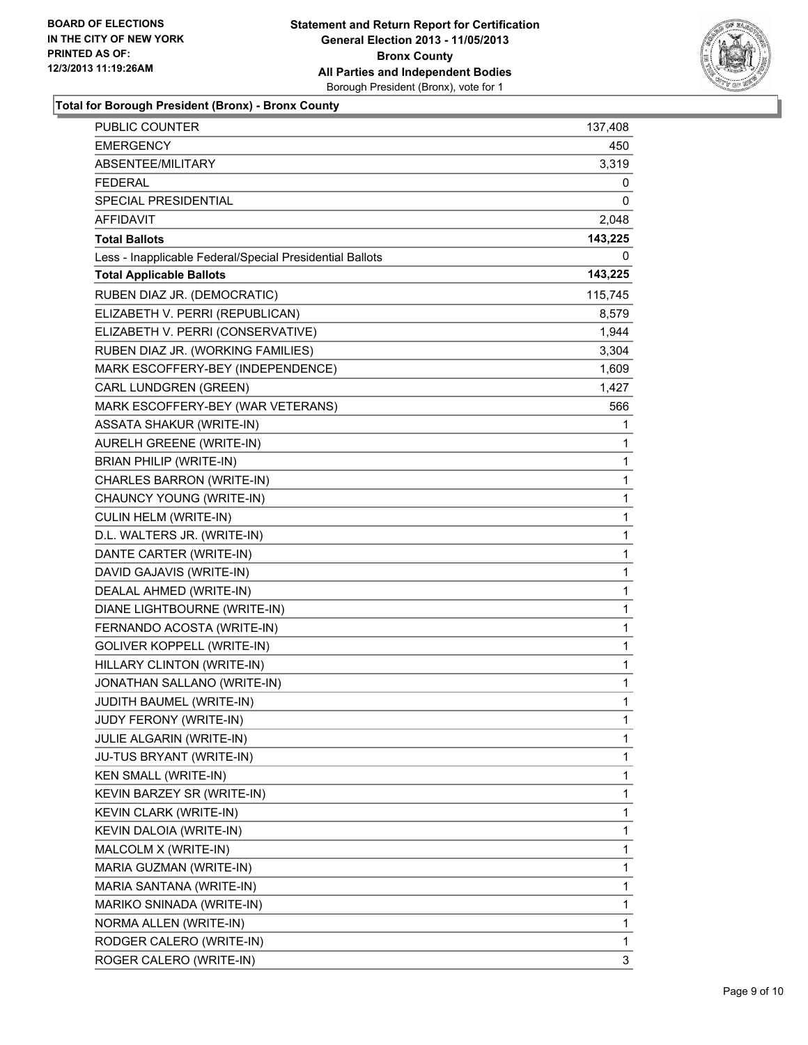BOARD OF ELECTIONS
IN THE CITY OF NEW YORK
PRINTED AS OF:
12/3/2013 11:19:26AM

**Statement and Return Report for Certification**
**General Election 2013 - 11/05/2013**
**Bronx County**
**All Parties and Independent Bodies**
Borough President (Bronx), vote for 1

### Total for Borough President (Bronx) - Bronx County

| | |
|---|---|
| PUBLIC COUNTER | 137,408 |
| EMERGENCY | 450 |
| ABSENTEE/MILITARY | 3,319 |
| FEDERAL | 0 |
| SPECIAL PRESIDENTIAL | 0 |
| AFFIDAVIT | 2,048 |
| **Total Ballots** | **143,225** |
| Less - Inapplicable Federal/Special Presidential Ballots | 0 |
| **Total Applicable Ballots** | **143,225** |
| RUBEN DIAZ JR. (DEMOCRATIC) | 115,745 |
| ELIZABETH V. PERRI (REPUBLICAN) | 8,579 |
| ELIZABETH V. PERRI (CONSERVATIVE) | 1,944 |
| RUBEN DIAZ JR. (WORKING FAMILIES) | 3,304 |
| MARK ESCOFFERY-BEY (INDEPENDENCE) | 1,609 |
| CARL LUNDGREN (GREEN) | 1,427 |
| MARK ESCOFFERY-BEY (WAR VETERANS) | 566 |
| ASSATA SHAKUR (WRITE-IN) | 1 |
| AURELH GREENE (WRITE-IN) | 1 |
| BRIAN PHILIP (WRITE-IN) | 1 |
| CHARLES BARRON (WRITE-IN) | 1 |
| CHAUNCY YOUNG (WRITE-IN) | 1 |
| CULIN HELM (WRITE-IN) | 1 |
| D.L. WALTERS JR. (WRITE-IN) | 1 |
| DANTE CARTER (WRITE-IN) | 1 |
| DAVID GAJAVIS (WRITE-IN) | 1 |
| DEALAL AHMED (WRITE-IN) | 1 |
| DIANE LIGHTBOURNE (WRITE-IN) | 1 |
| FERNANDO ACOSTA (WRITE-IN) | 1 |
| GOLIVER KOPPELL (WRITE-IN) | 1 |
| HILLARY CLINTON (WRITE-IN) | 1 |
| JONATHAN SALLANO (WRITE-IN) | 1 |
| JUDITH BAUMEL (WRITE-IN) | 1 |
| JUDY FERONY (WRITE-IN) | 1 |
| JULIE ALGARIN (WRITE-IN) | 1 |
| JU-TUS BRYANT (WRITE-IN) | 1 |
| KEN SMALL (WRITE-IN) | 1 |
| KEVIN BARZEY SR (WRITE-IN) | 1 |
| KEVIN CLARK (WRITE-IN) | 1 |
| KEVIN DALOIA (WRITE-IN) | 1 |
| MALCOLM X (WRITE-IN) | 1 |
| MARIA GUZMAN (WRITE-IN) | 1 |
| MARIA SANTANA (WRITE-IN) | 1 |
| MARIKO SNINADA (WRITE-IN) | 1 |
| NORMA ALLEN (WRITE-IN) | 1 |
| RODGER CALERO (WRITE-IN) | 1 |
| ROGER CALERO (WRITE-IN) | 3 |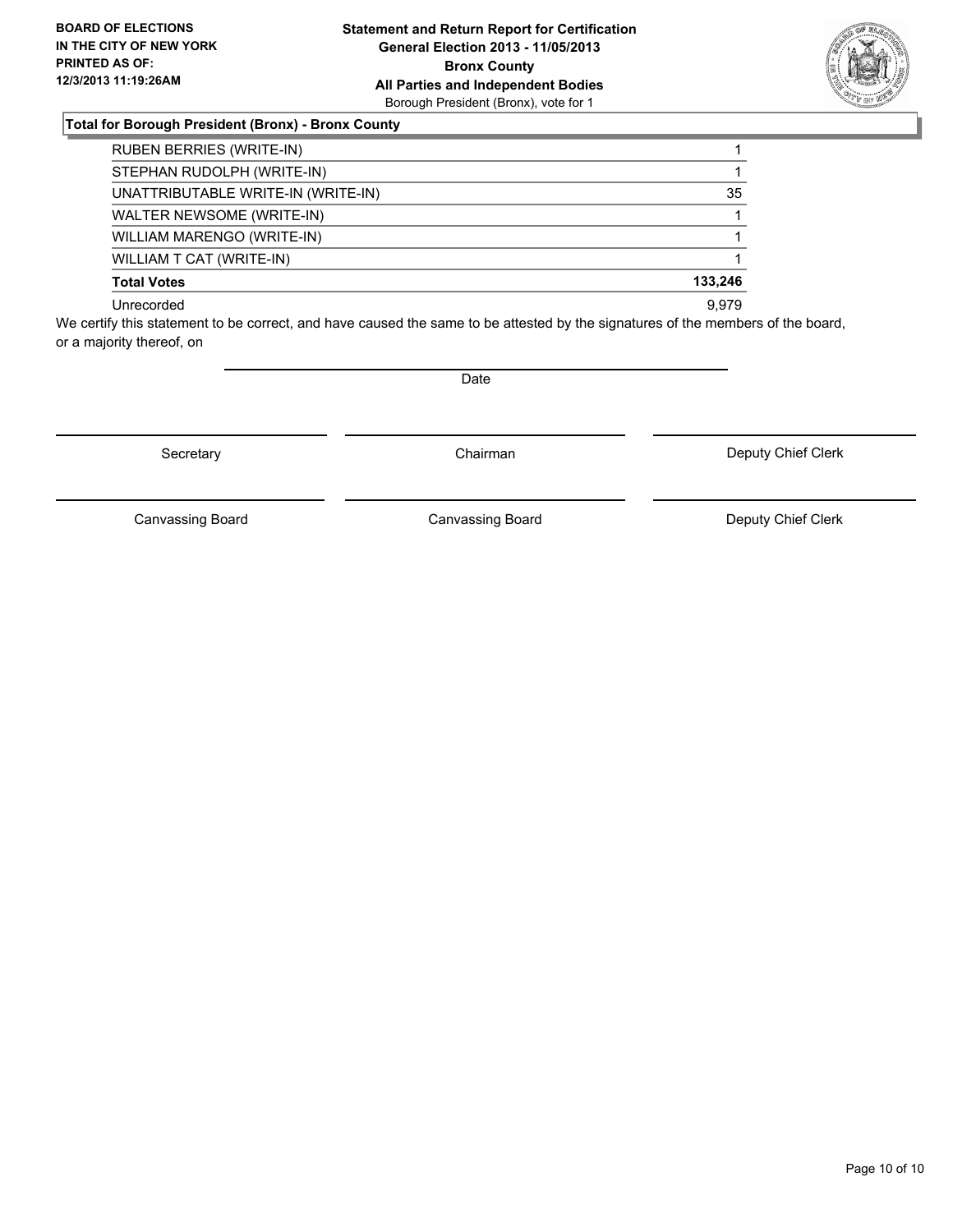**BOARD OF ELECTIONS IN THE CITY OF NEW YORK PRINTED AS OF: 12/3/2013 11:19:26AM**

**Statement and Return Report for Certification**
**General Election 2013 - 11/05/2013**
**Bronx County**
**All Parties and Independent Bodies**
Borough President (Bronx), vote for 1

### Total for Borough President (Bronx) - Bronx County

| | |
|---|---|
| RUBEN BERRIES (WRITE-IN) | 1 |
| STEPHAN RUDOLPH (WRITE-IN) | 1 |
| UNATTRIBUTABLE WRITE-IN (WRITE-IN) | 35 |
| WALTER NEWSOME (WRITE-IN) | 1 |
| WILLIAM MARENGO (WRITE-IN) | 1 |
| WILLIAM T CAT (WRITE-IN) | 1 |
| **Total Votes** | **133,246** |
| Unrecorded | 9,979 |

We certify this statement to be correct, and have caused the same to be attested by the signatures of the members of the board, or a majority thereof, on

Date

Secretary

Chairman

Deputy Chief Clerk

Canvassing Board

Canvassing Board

Deputy Chief Clerk